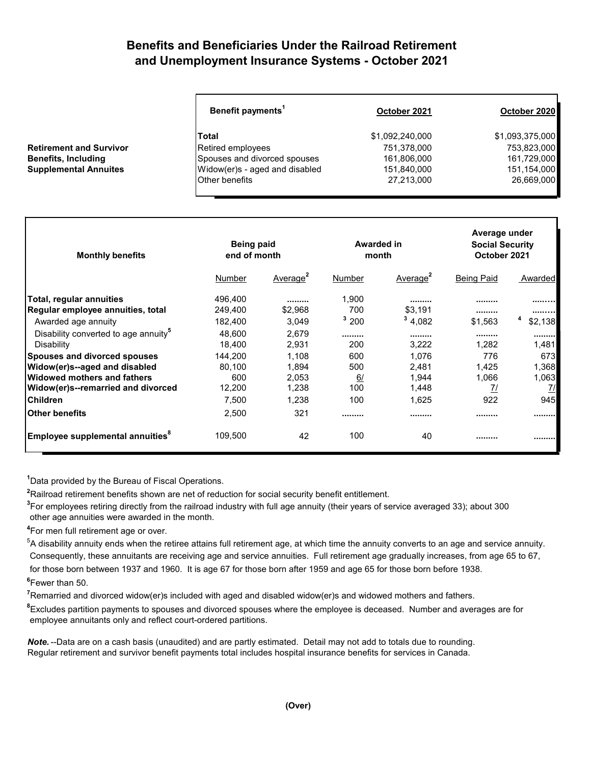# Benefits and Beneficiaries Under the Railroad Retirement and Unemployment Insurance Systems - October 2021

**Retirement and Survivor Benefits, Including Supplemental Annuites**

| Benefit payments[1] | October 2021 | October 2020 |
|---|---|---|
| **Total** | $1,092,240,000 | $1,093,375,000 |
| Retired employees | 751,378,000 | 753,823,000 |
| Spouses and divorced spouses | 161,806,000 | 161,729,000 |
| Widow(er)s - aged and disabled | 151,840,000 | 151,154,000 |
| Other benefits | 27,213,000 | 26,669,000 |

| Monthly benefits | Being paid end of month | | Awarded in month | | Average under Social Security October 2021 | |
|---|---|---|---|---|---|---|
| | Number | Average[2] | Number | Average[2] | Being Paid | Awarded |
| **Total, regular annuities** | 496,400 | ......... | 1,900 | ......... | ......... | ......... |
| **Regular employee annuities, total** | 249,400 | $2,968 | 700 | $3,191 | ......... | ......... |
| Awarded age annuity | 182,400 | 3,049 | [3] 200 | [3] 4,082 | $1,563 | [4] $2,138 |
| Disability converted to age annuity[5] | 48,600 | 2,679 | ......... | ......... | ......... | ......... |
| Disability | 18,400 | 2,931 | 200 | 3,222 | 1,282 | 1,481 |
| **Spouses and divorced spouses** | 144,200 | 1,108 | 600 | 1,076 | 776 | 673 |
| **Widow(er)s--aged and disabled** | 80,100 | 1,894 | 500 | 2,481 | 1,425 | 1,368 |
| **Widowed mothers and fathers** | 600 | 2,053 | 6/ | 1,944 | 1,066 | 1,063 |
| **Widow(er)s--remarried and divorced** | 12,200 | 1,238 | 100 | 1,448 | 7/ | 7/ |
| **Children** | 7,500 | 1,238 | 100 | 1,625 | 922 | 945 |
| **Other benefits** | 2,500 | 321 | ......... | ......... | ......... | ......... |
| **Employee supplemental annuities[8]** | 109,500 | 42 | 100 | 40 | ......... | ......... |

[1] Data provided by the Bureau of Fiscal Operations.

[2] Railroad retirement benefits shown are net of reduction for social security benefit entitlement.

[3] For employees retiring directly from the railroad industry with full age annuity (their years of service averaged 33); about 300 other age annuities were awarded in the month.

[4] For men full retirement age or over.

[5] A disability annuity ends when the retiree attains full retirement age, at which time the annuity converts to an age and service annuity. Consequently, these annuitants are receiving age and service annuities. Full retirement age gradually increases, from age 65 to 67, for those born between 1937 and 1960. It is age 67 for those born after 1959 and age 65 for those born before 1938.

[6] Fewer than 50.

[7] Remarried and divorced widow(er)s included with aged and disabled widow(er)s and widowed mothers and fathers.

[8] Excludes partition payments to spouses and divorced spouses where the employee is deceased. Number and averages are for employee annuitants only and reflect court-ordered partitions.

***Note.*** --Data are on a cash basis (unaudited) and are partly estimated. Detail may not add to totals due to rounding. Regular retirement and survivor benefit payments total includes hospital insurance benefits for services in Canada.

**(Over)**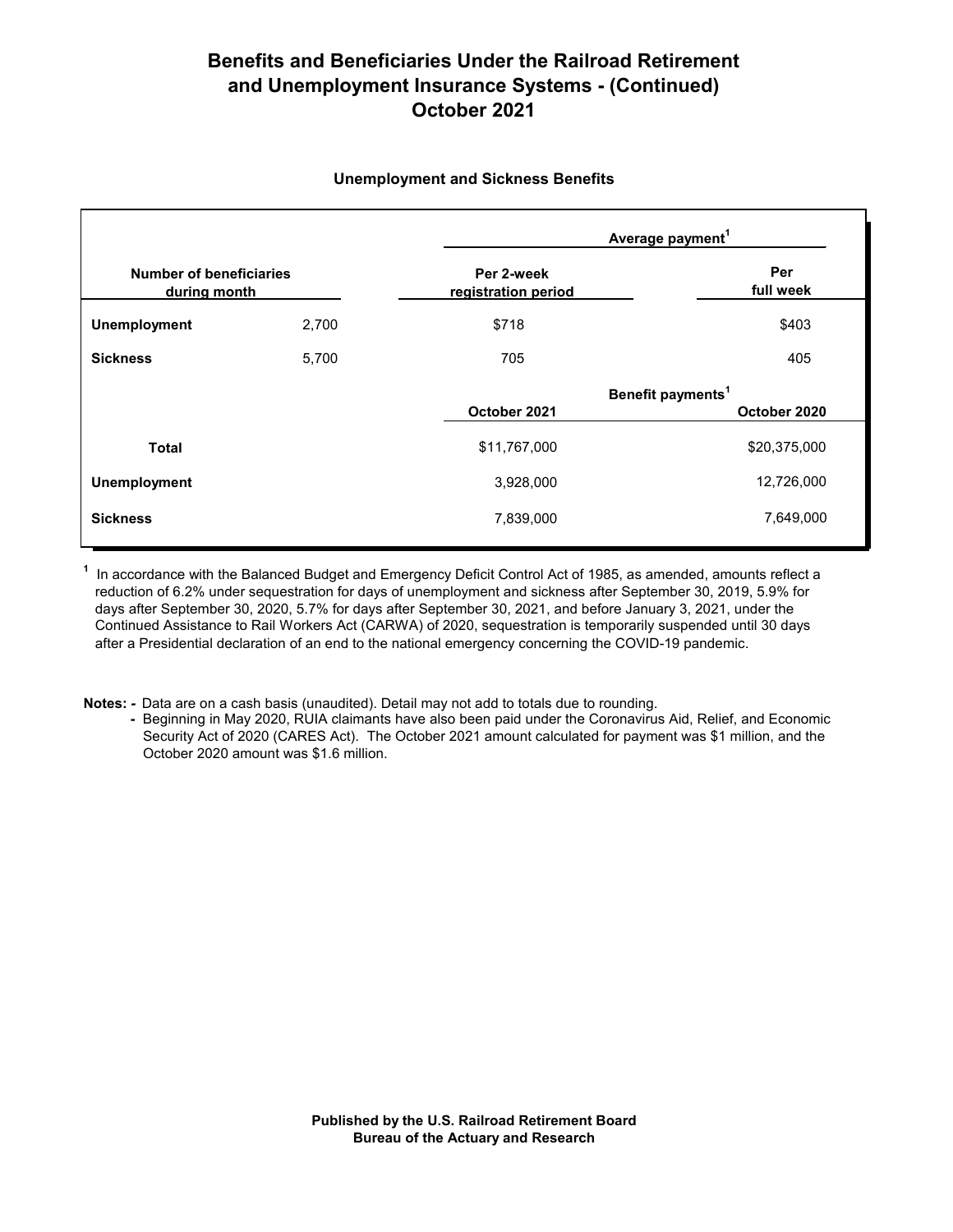# Benefits and Beneficiaries Under the Railroad Retirement and Unemployment Insurance Systems - (Continued) October 2021

## Unemployment and Sickness Benefits

| Number of beneficiaries during month | | Average payment[1] Per 2-week registration period | Per full week |
|---|---|---|---|
| **Unemployment** | 2,700 | $718 | $403 |
| **Sickness** | 5,700 | 705 | 405 |

| | Benefit payments[1] October 2021 | October 2020 |
|---|---|---|
| **Total** | $11,767,000 | $20,375,000 |
| **Unemployment** | 3,928,000 | 12,726,000 |
| **Sickness** | 7,839,000 | 7,649,000 |

[1] In accordance with the Balanced Budget and Emergency Deficit Control Act of 1985, as amended, amounts reflect a reduction of 6.2% under sequestration for days of unemployment and sickness after September 30, 2019, 5.9% for days after September 30, 2020, 5.7% for days after September 30, 2021, and before January 3, 2021, under the Continued Assistance to Rail Workers Act (CARWA) of 2020, sequestration is temporarily suspended until 30 days after a Presidential declaration of an end to the national emergency concerning the COVID-19 pandemic.

**Notes:**
- Data are on a cash basis (unaudited). Detail may not add to totals due to rounding.
- Beginning in May 2020, RUIA claimants have also been paid under the Coronavirus Aid, Relief, and Economic Security Act of 2020 (CARES Act). The October 2021 amount calculated for payment was $1 million, and the October 2020 amount was $1.6 million.

**Published by the U.S. Railroad Retirement Board**
**Bureau of the Actuary and Research**